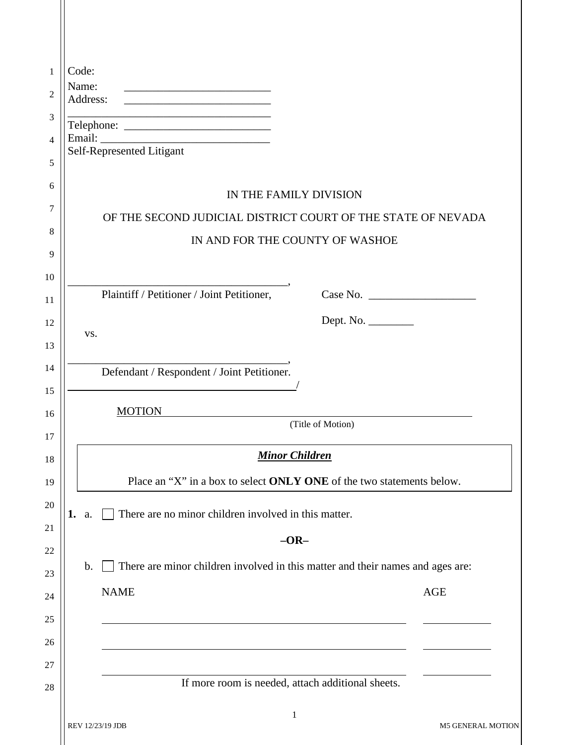Code:
Name: ___________________________
Address: ___________________________
_____________________________________
Telephone: ___________________________
Email: _______________________________
Self-Represented Litigant

IN THE FAMILY DIVISION

OF THE SECOND JUDICIAL DISTRICT COURT OF THE STATE OF NEVADA

IN AND FOR THE COUNTY OF WASHOE

________________________________________,
Plaintiff / Petitioner / Joint Petitioner,

Case No. ___________________

Dept. No. ________

vs.

________________________________________,
Defendant / Respondent / Joint Petitioner.
________________________________________/

MOTION _______________________________________________
(Title of Motion)

***Minor Children***

Place an "X" in a box to select **ONLY ONE** of the two statements below.

**1.** a. ☐ There are no minor children involved in this matter.

**–OR–**

b. ☐ There are minor children involved in this matter and their names and ages are:

| NAME | AGE |
| --- | --- |
| | |
| | |
| | |

If more room is needed, attach additional sheets.

REV 12/23/19 JDB — M5 GENERAL MOTION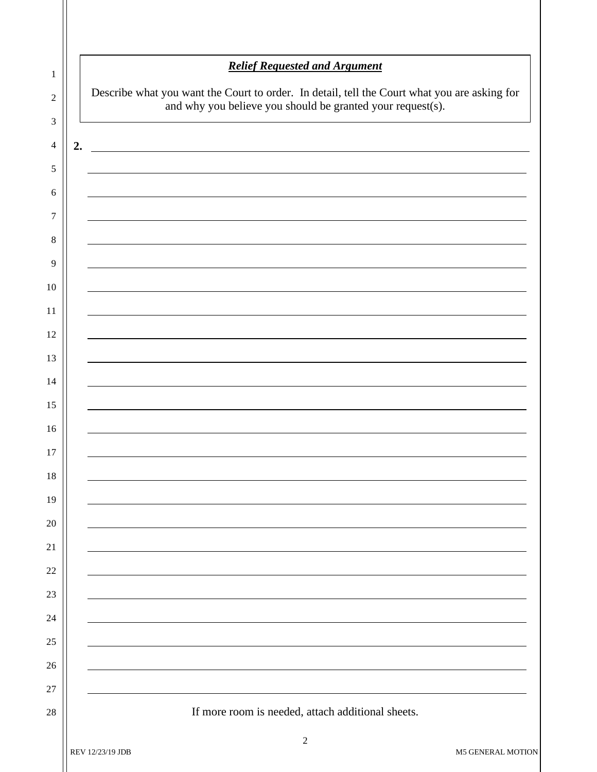***Relief Requested and Argument***

Describe what you want the Court to order. In detail, tell the Court what you are asking for and why you believe you should be granted your request(s).

**2.** ______________________________________________________________________________

______________________________________________________________________________

______________________________________________________________________________

______________________________________________________________________________

______________________________________________________________________________

______________________________________________________________________________

______________________________________________________________________________

______________________________________________________________________________

______________________________________________________________________________

______________________________________________________________________________

______________________________________________________________________________

______________________________________________________________________________

______________________________________________________________________________

______________________________________________________________________________

______________________________________________________________________________

______________________________________________________________________________

______________________________________________________________________________

______________________________________________________________________________

______________________________________________________________________________

______________________________________________________________________________

______________________________________________________________________________

______________________________________________________________________________

______________________________________________________________________________

______________________________________________________________________________

If more room is needed, attach additional sheets.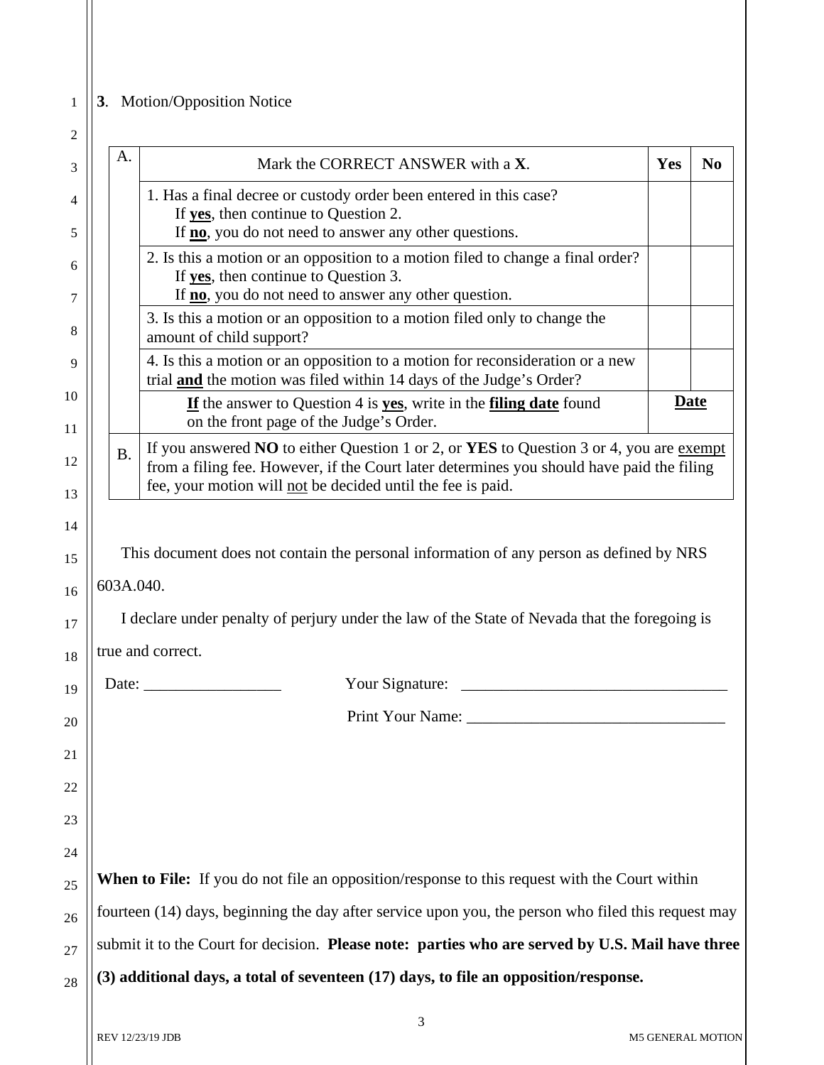**3**. Motion/Opposition Notice

| | | | |
|---|---|---|---|
| A. | Mark the CORRECT ANSWER with a **X**. | **Yes** | **No** |
| | 1. Has a final decree or custody order been entered in this case? If **yes**, then continue to Question 2. If **no**, you do not need to answer any other questions. | | |
| | 2. Is this a motion or an opposition to a motion filed to change a final order? If **yes**, then continue to Question 3. If **no**, you do not need to answer any other question. | | |
| | 3. Is this a motion or an opposition to a motion filed only to change the amount of child support? | | |
| | 4. Is this a motion or an opposition to a motion for reconsideration or a new trial **and** the motion was filed within 14 days of the Judge's Order? | | |
| | **If** the answer to Question 4 is **yes**, write in the **filing date** found on the front page of the Judge's Order. | **Date** | |
| B. | If you answered **NO** to either Question 1 or 2, or **YES** to Question 3 or 4, you are exempt from a filing fee. However, if the Court later determines you should have paid the filing fee, your motion will not be decided until the fee is paid. | | |

This document does not contain the personal information of any person as defined by NRS 603A.040.

I declare under penalty of perjury under the law of the State of Nevada that the foregoing is true and correct.

Date: _________________ Your Signature: _________________________________

Print Your Name: _______________________________

**When to File:** If you do not file an opposition/response to this request with the Court within fourteen (14) days, beginning the day after service upon you, the person who filed this request may submit it to the Court for decision. **Please note: parties who are served by U.S. Mail have three (3) additional days, a total of seventeen (17) days, to file an opposition/response.**

REV 12/23/19 JDB M5 GENERAL MOTION